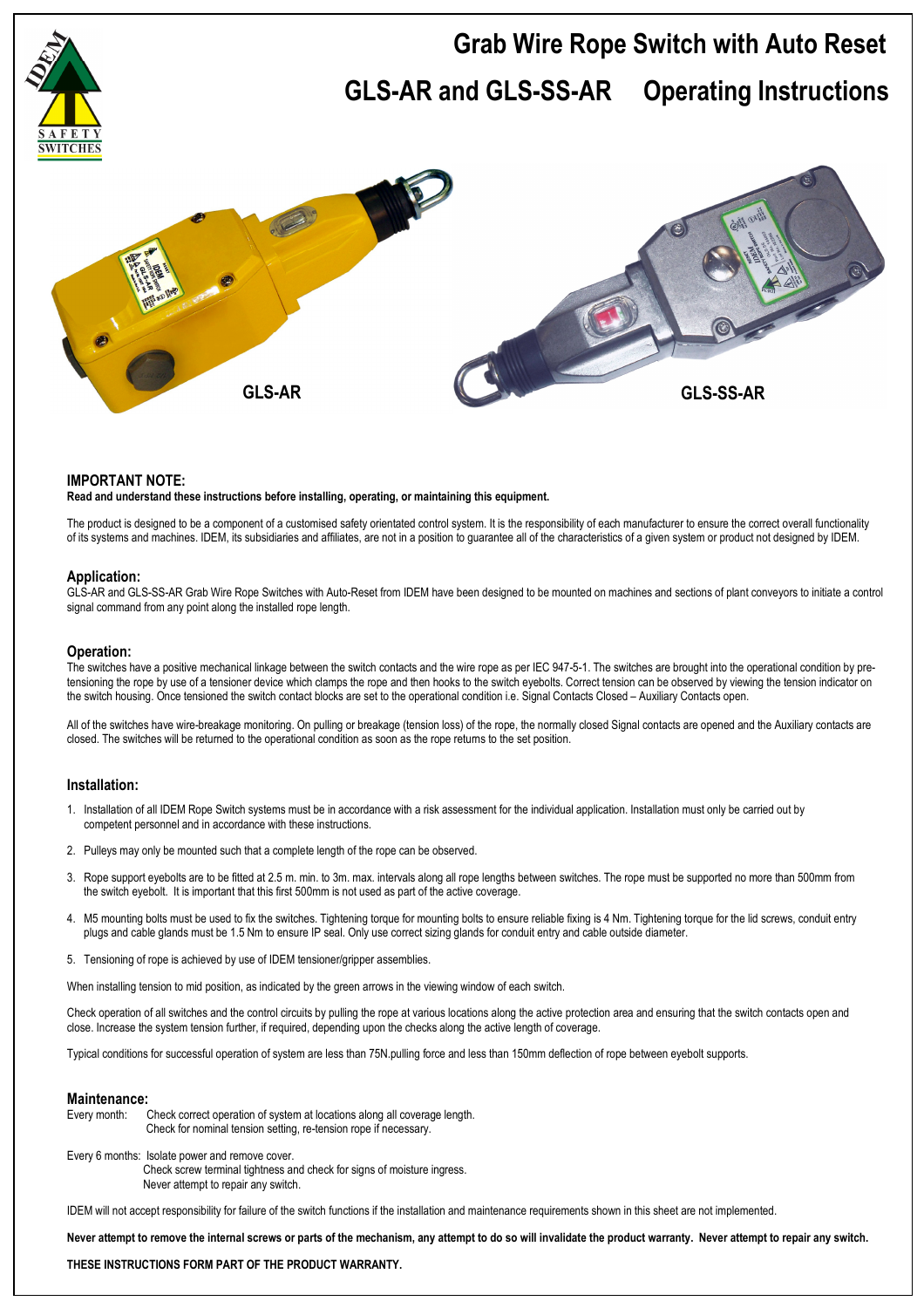# Grab Wire Rope Switch with Auto Reset

# GLS-AR and GLS-SS-AR Operating Instructions

GLS-AR

GLS-SS-AR

## IMPORTANT NOTE:

**Read and understand these instructions before installing, operating, or maintaining this equipment.**

The product is designed to be a component of a customised safety orientated control system. It is the responsibility of each manufacturer to ensure the correct overall functionality of its systems and machines. IDEM, its subsidiaries and affiliates, are not in a position to guarantee all of the characteristics of a given system or product not designed by IDEM.

## Application:

GLS-AR and GLS-SS-AR Grab Wire Rope Switches with Auto-Reset from IDEM have been designed to be mounted on machines and sections of plant conveyors to initiate a control signal command from any point along the installed rope length.

## Operation:

The switches have a positive mechanical linkage between the switch contacts and the wire rope as per IEC 947-5-1. The switches are brought into the operational condition by pre-tensioning the rope by use of a tensioner device which clamps the rope and then hooks to the switch eyebolts. Correct tension can be observed by viewing the tension indicator on the switch housing. Once tensioned the switch contact blocks are set to the operational condition i.e. Signal Contacts Closed – Auxiliary Contacts open.

All of the switches have wire-breakage monitoring. On pulling or breakage (tension loss) of the rope, the normally closed Signal contacts are opened and the Auxiliary contacts are closed. The switches will be returned to the operational condition as soon as the rope returns to the set position.

## Installation:

1. Installation of all IDEM Rope Switch systems must be in accordance with a risk assessment for the individual application. Installation must only be carried out by competent personnel and in accordance with these instructions.
2. Pulleys may only be mounted such that a complete length of the rope can be observed.
3. Rope support eyebolts are to be fitted at 2.5 m. min. to 3m. max. intervals along all rope lengths between switches. The rope must be supported no more than 500mm from the switch eyebolt. It is important that this first 500mm is not used as part of the active coverage.
4. M5 mounting bolts must be used to fix the switches. Tightening torque for mounting bolts to ensure reliable fixing is 4 Nm. Tightening torque for the lid screws, conduit entry plugs and cable glands must be 1.5 Nm to ensure IP seal. Only use correct sizing glands for conduit entry and cable outside diameter.
5. Tensioning of rope is achieved by use of IDEM tensioner/gripper assemblies.

When installing tension to mid position, as indicated by the green arrows in the viewing window of each switch.

Check operation of all switches and the control circuits by pulling the rope at various locations along the active protection area and ensuring that the switch contacts open and close. Increase the system tension further, if required, depending upon the checks along the active length of coverage.

Typical conditions for successful operation of system are less than 75N.pulling force and less than 150mm deflection of rope between eyebolt supports.

## Maintenance:

Every month: Check correct operation of system at locations along all coverage length.
Check for nominal tension setting, re-tension rope if necessary.

Every 6 months: Isolate power and remove cover.
Check screw terminal tightness and check for signs of moisture ingress.
Never attempt to repair any switch.

IDEM will not accept responsibility for failure of the switch functions if the installation and maintenance requirements shown in this sheet are not implemented.

**Never attempt to remove the internal screws or parts of the mechanism, any attempt to do so will invalidate the product warranty. Never attempt to repair any switch.**

**THESE INSTRUCTIONS FORM PART OF THE PRODUCT WARRANTY.**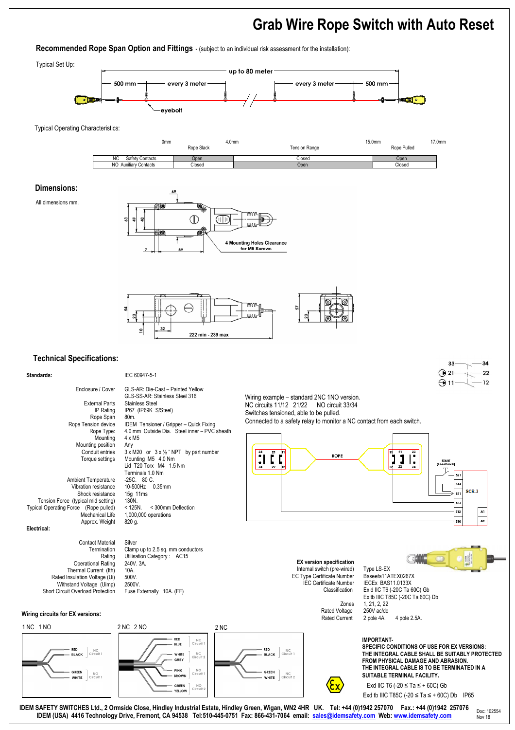# Grab Wire Rope Switch with Auto Reset

## Recommended Rope Span Option and Fittings - (subject to an individual risk assessment for the installation):

Typical Set Up:

up to 80 meter

500 mm — every 3 meter — every 3 meter — 500 mm

eyebolt

Typical Operating Characteristics:

| | 0mm | 4.0mm | 15.0mm | 17.0mm |
|---|---|---|---|---|
| | Rope Slack | Tension Range | Rope Pulled | |
| NC Safety Contacts | Open | Closed | Open | |
| NO Auxiliary Contacts | Closed | Open | Closed | |

## Dimensions:

All dimensions mm.

69, 63, 49, 40, 7, 89

4 Mounting Holes Clearance for M5 Screws

54, 23, 10, 32, 222 min - 239 max, 57, 23

## Technical Specifications:

**Standards:** IEC 60947-5-1

| | |
|---|---|
| Enclosure / Cover | GLS-AR: Die-Cast – Painted Yellow<br>GLS-SS-AR: Stainless Steel 316 |
| External Parts | Stainless Steel |
| IP Rating | IP67 (IP69K S/Steel) |
| Rope Span | 80m. |
| Rope Tension device | IDEM Tensioner / Gripper – Quick Fixing |
| Rope Type: | 4.0 mm Outside Dia. Steel inner – PVC sheath |
| Mounting | 4 x M5 |
| Mounting position | Any |
| Conduit entries | 3 x M20 or 3 x ½ " NPT by part number |
| Torque settings | Mounting M5 4.0 Nm<br>Lid T20 Torx M4 1.5 Nm<br>Terminals 1.0 Nm |
| Ambient Temperature | -25C. 80 C. |
| Vibration resistance | 10-500Hz 0.35mm |
| Shock resistance | 15g 11ms |
| Tension Force (typical mid setting) | 130N. |
| Typical Operating Force (Rope pulled) | < 125N. < 300mm Deflection |
| Mechanical Life | 1,000,000 operations |
| Approx. Weight | 820 g. |

**Electrical:**

| | |
|---|---|
| Contact Material | Silver |
| Termination | Clamp up to 2.5 sq. mm conductors |
| Rating | Utilisation Category : AC15 |
| Operational Rating | 240V. 3A. |
| Thermal Current (Ith) | 10A. |
| Rated Insulation Voltage (Ui) | 500V. |
| Withstand Voltage (Uimp) | 2500V. |
| Short Circuit Overload Protection | Fuse Externally 10A. (FF) |

33 — 34
21 — 22
11 — 12

Wiring example – standard 2NC 1NO version.
NC circuits 11/12 21/22 NO circuit 33/34
Switches tensioned, able to be pulled.
Connected to a safety relay to monitor a NC contact from each switch.

ROPE
START (Feedback)
S21, S14, S11, S12, S13, S16, SCR-3, A1, A2

**EX version specification**

| | |
|---|---|
| Internal switch (pre-wired) | Type LS-EX |
| EC Type Certificate Number | Baseefa11ATEX0267X |
| IEC Certificate Number | IECEx BAS11.0133X |
| Classification | Ex d IIC T6 (-20C Ta 60C) Gb<br>Ex tb IIIC T85C (-20C Ta 60C) Db |
| Zones | 1, 21, 2, 22 |
| Rated Voltage | 250V ac/dc |
| Rated Current | 2 pole 4A. 4 pole 2.5A. |

**Wiring circuits for EX versions:**

1 NC 1 NO
RED / BLACK – NC Circuit 1
GREEN / WHITE – NO Circuit 1

2 NC 2 NO
RED / BLUE – NC Circuit 1
WHITE / GREY – NC Circuit 2
PINK / BROWN – NO Circuit 1
GREEN / YELLOW – NO Circuit 2

2 NC
RED / BLACK – NC Circuit 1
GREEN / WHITE – NC Circuit 2

**IMPORTANT-**
**SPECIFIC CONDITIONS OF USE FOR EX VERSIONS:**
**THE INTEGRAL CABLE SHALL BE SUITABLY PROTECTED FROM PHYSICAL DAMAGE AND ABRASION.**
**THE INTEGRAL CABLE IS TO BE TERMINATED IN A SUITABLE TERMINAL FACILITY.**

Exd IIC T6 (-20 ≤ Ta ≤ + 60C) Gb
Exd tb IIIC T85C (-20 ≤ Ta ≤ + 60C) Db IP65

**IDEM SAFETY SWITCHES Ltd., 2 Ormside Close, Hindley Industrial Estate, Hindley Green, Wigan, WN2 4HR UK. Tel: +44 (0)1942 257070 Fax.: +44 (0)1942 257076**
**IDEM (USA) 4416 Technology Drive, Fremont, CA 94538 Tel:510-445-0751 Fax: 866-431-7064 email: sales@idemsafety.com Web: www.idemsafety.com**

Doc: 102554
Nov 18